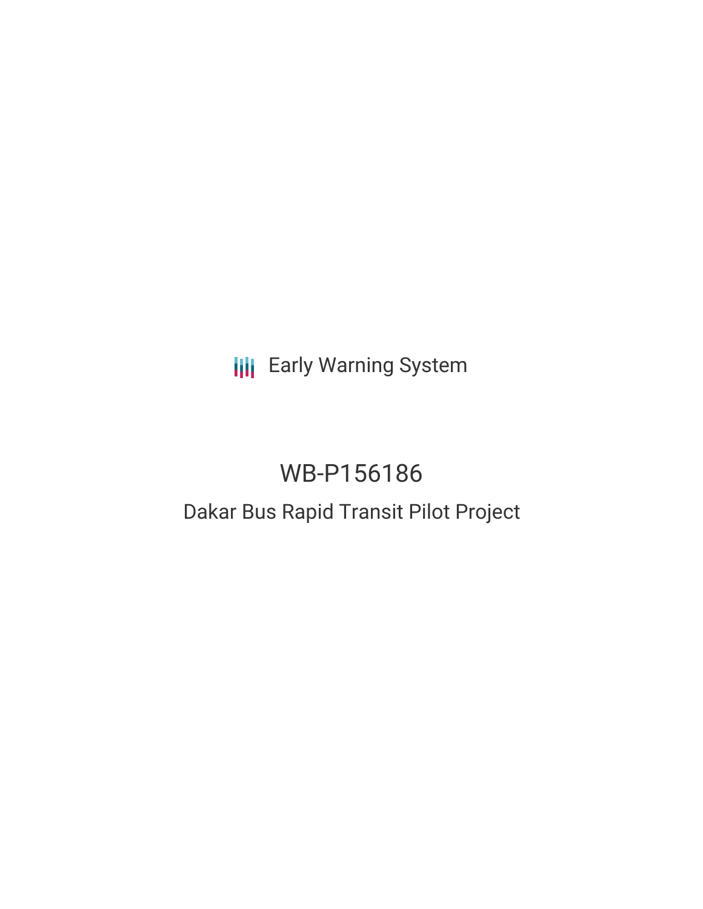Early Warning System

# WB-P156186

## Dakar Bus Rapid Transit Pilot Project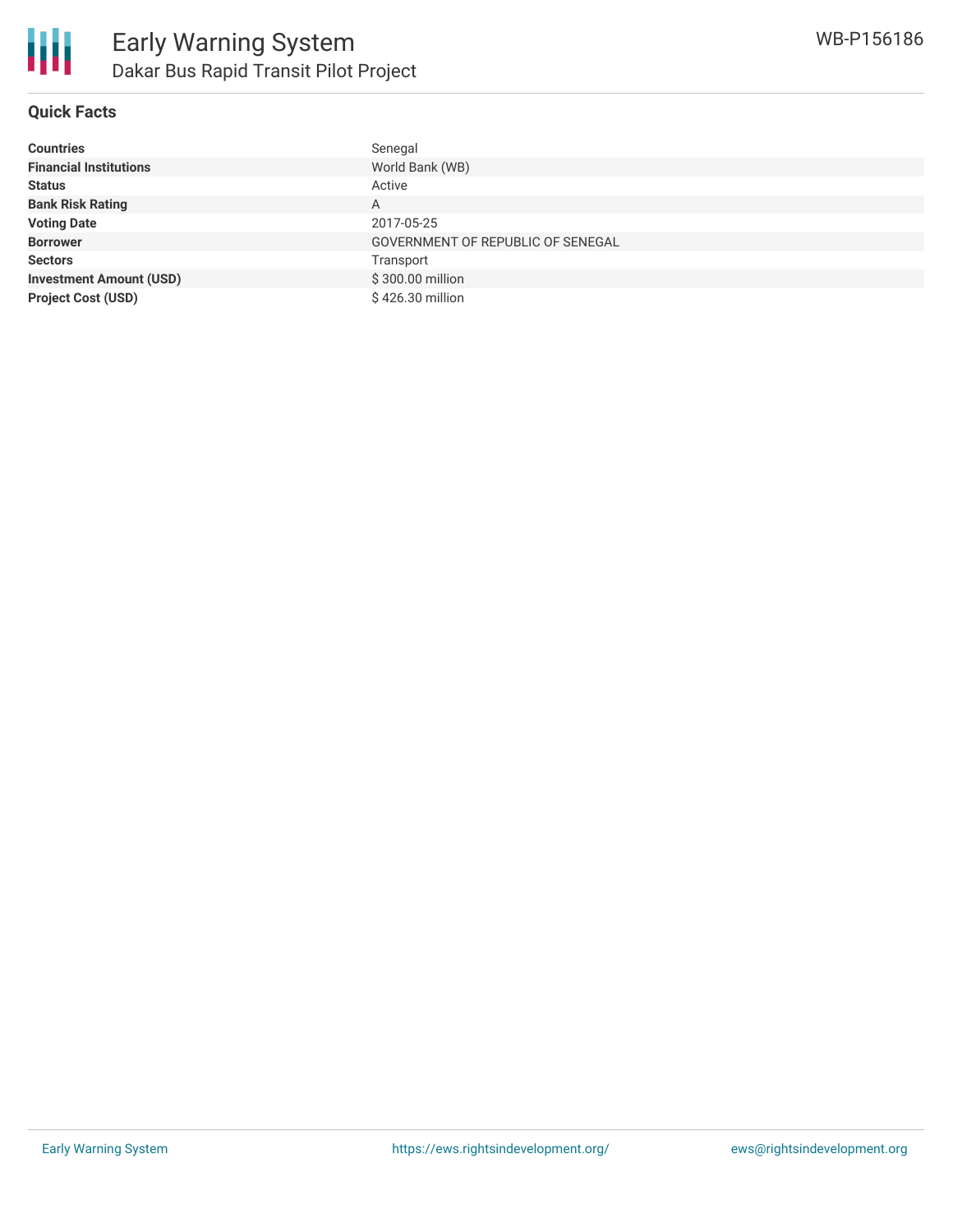# Early Warning System

## Dakar Bus Rapid Transit Pilot Project

WB-P156186

### Quick Facts

| | |
|---|---|
| **Countries** | Senegal |
| **Financial Institutions** | World Bank (WB) |
| **Status** | Active |
| **Bank Risk Rating** | A |
| **Voting Date** | 2017-05-25 |
| **Borrower** | GOVERNMENT OF REPUBLIC OF SENEGAL |
| **Sectors** | Transport |
| **Investment Amount (USD)** | $ 300.00 million |
| **Project Cost (USD)** | $ 426.30 million |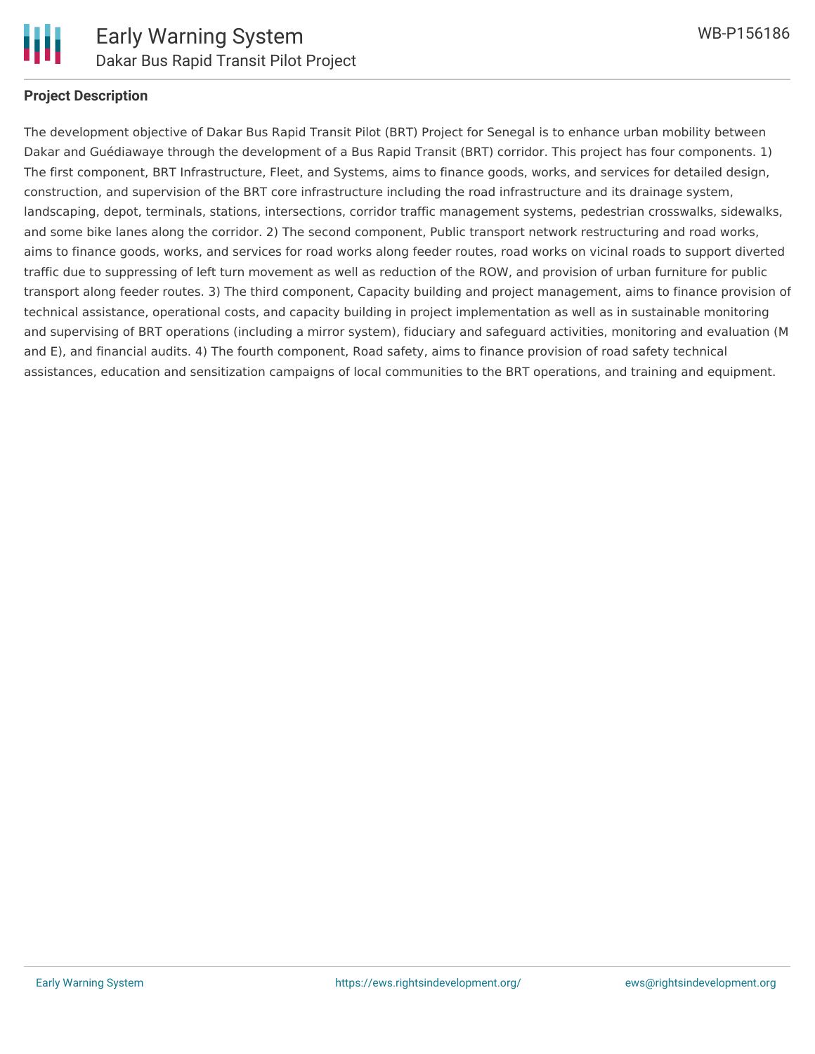## Project Description

The development objective of Dakar Bus Rapid Transit Pilot (BRT) Project for Senegal is to enhance urban mobility between Dakar and Guédiawaye through the development of a Bus Rapid Transit (BRT) corridor. This project has four components. 1) The first component, BRT Infrastructure, Fleet, and Systems, aims to finance goods, works, and services for detailed design, construction, and supervision of the BRT core infrastructure including the road infrastructure and its drainage system, landscaping, depot, terminals, stations, intersections, corridor traffic management systems, pedestrian crosswalks, sidewalks, and some bike lanes along the corridor. 2) The second component, Public transport network restructuring and road works, aims to finance goods, works, and services for road works along feeder routes, road works on vicinal roads to support diverted traffic due to suppressing of left turn movement as well as reduction of the ROW, and provision of urban furniture for public transport along feeder routes. 3) The third component, Capacity building and project management, aims to finance provision of technical assistance, operational costs, and capacity building in project implementation as well as in sustainable monitoring and supervising of BRT operations (including a mirror system), fiduciary and safeguard activities, monitoring and evaluation (M and E), and financial audits. 4) The fourth component, Road safety, aims to finance provision of road safety technical assistances, education and sensitization campaigns of local communities to the BRT operations, and training and equipment.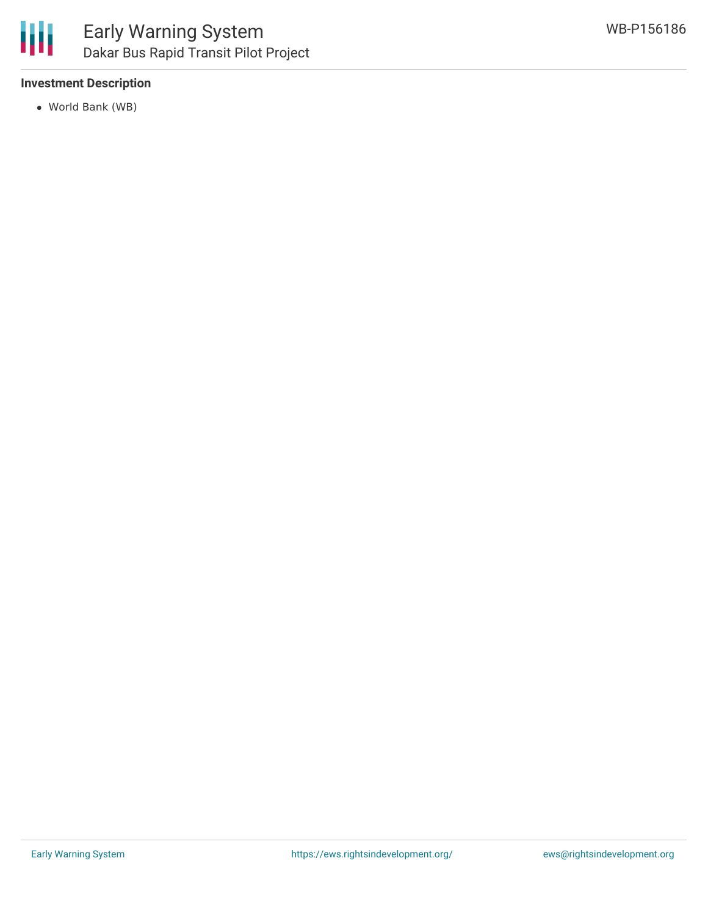### Investment Description

- World Bank (WB)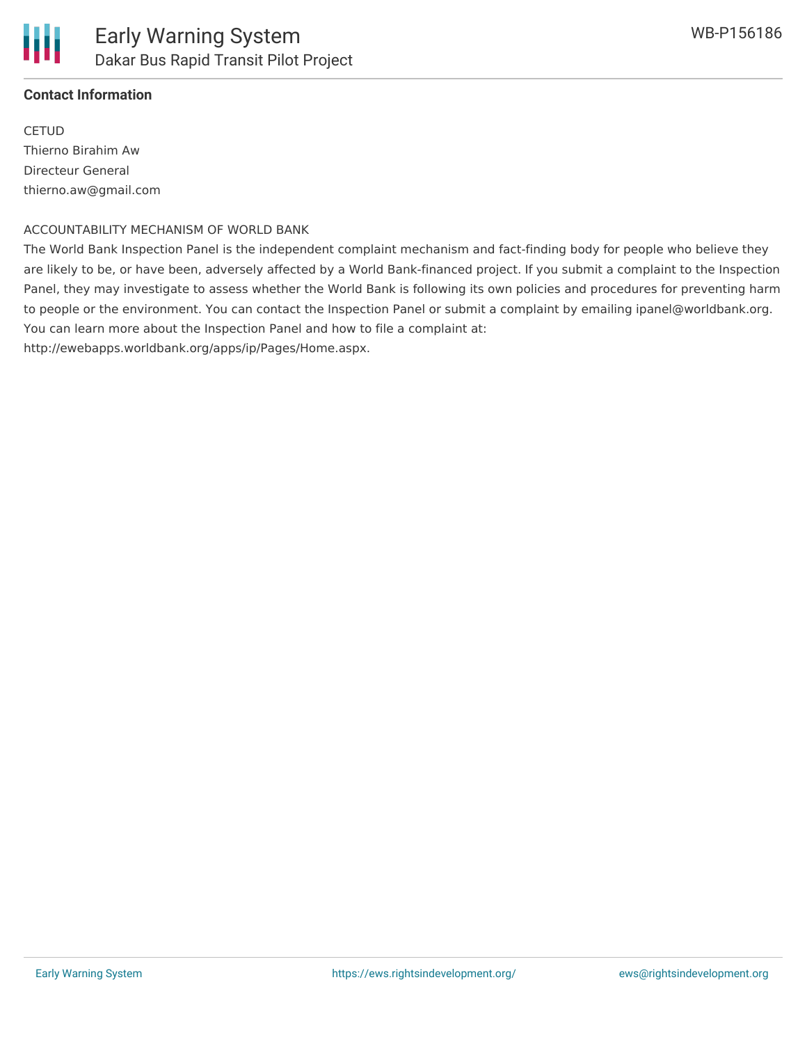**Contact Information**

CETUD
Thierno Birahim Aw
Directeur General
thierno.aw@gmail.com

ACCOUNTABILITY MECHANISM OF WORLD BANK

The World Bank Inspection Panel is the independent complaint mechanism and fact-finding body for people who believe they are likely to be, or have been, adversely affected by a World Bank-financed project. If you submit a complaint to the Inspection Panel, they may investigate to assess whether the World Bank is following its own policies and procedures for preventing harm to people or the environment. You can contact the Inspection Panel or submit a complaint by emailing ipanel@worldbank.org. You can learn more about the Inspection Panel and how to file a complaint at: http://ewebapps.worldbank.org/apps/ip/Pages/Home.aspx.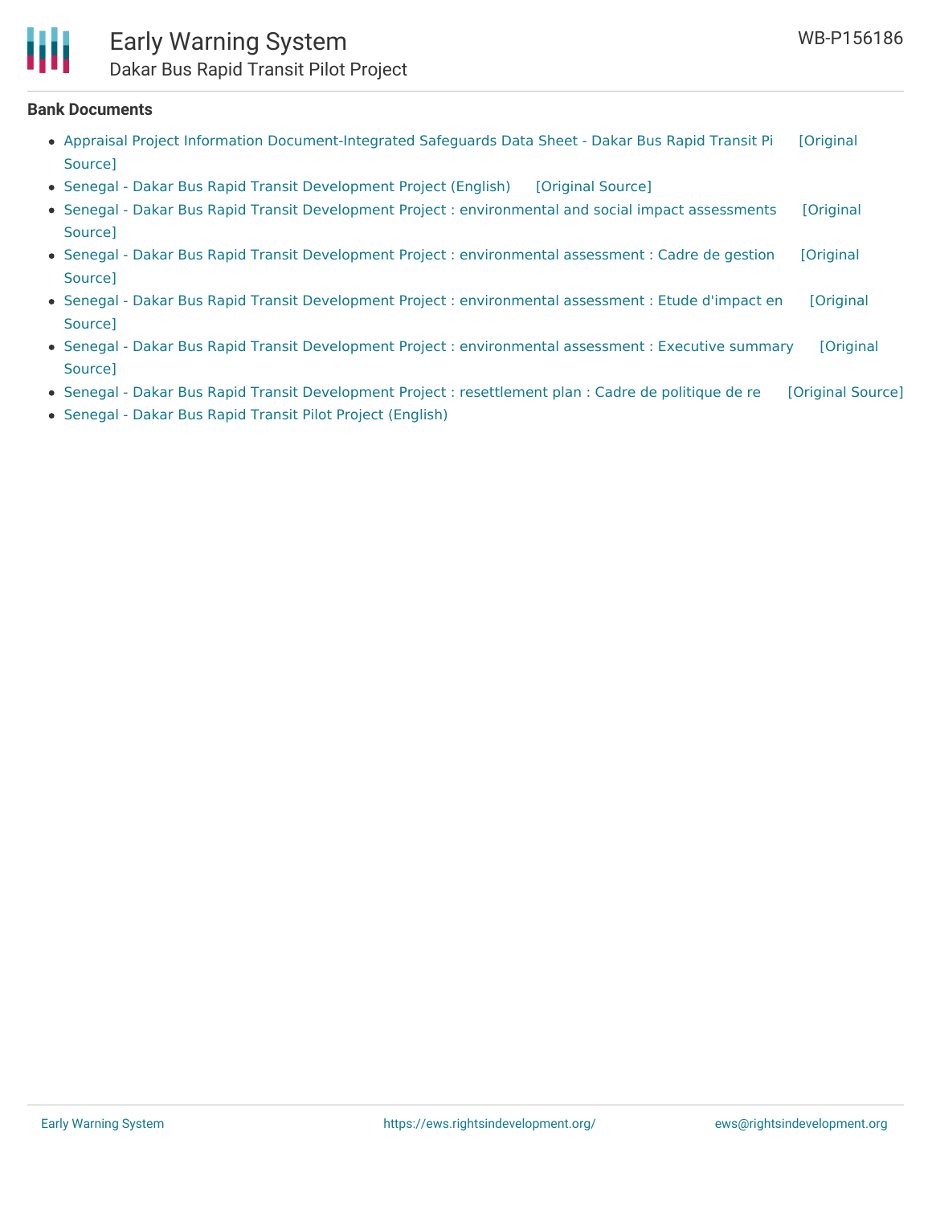**Bank Documents**

- Appraisal Project Information Document-Integrated Safeguards Data Sheet - Dakar Bus Rapid Transit Pi [Original Source]
- Senegal - Dakar Bus Rapid Transit Development Project (English) [Original Source]
- Senegal - Dakar Bus Rapid Transit Development Project : environmental and social impact assessments [Original Source]
- Senegal - Dakar Bus Rapid Transit Development Project : environmental assessment : Cadre de gestion [Original Source]
- Senegal - Dakar Bus Rapid Transit Development Project : environmental assessment : Etude d'impact en [Original Source]
- Senegal - Dakar Bus Rapid Transit Development Project : environmental assessment : Executive summary [Original Source]
- Senegal - Dakar Bus Rapid Transit Development Project : resettlement plan : Cadre de politique de re [Original Source]
- Senegal - Dakar Bus Rapid Transit Pilot Project (English)